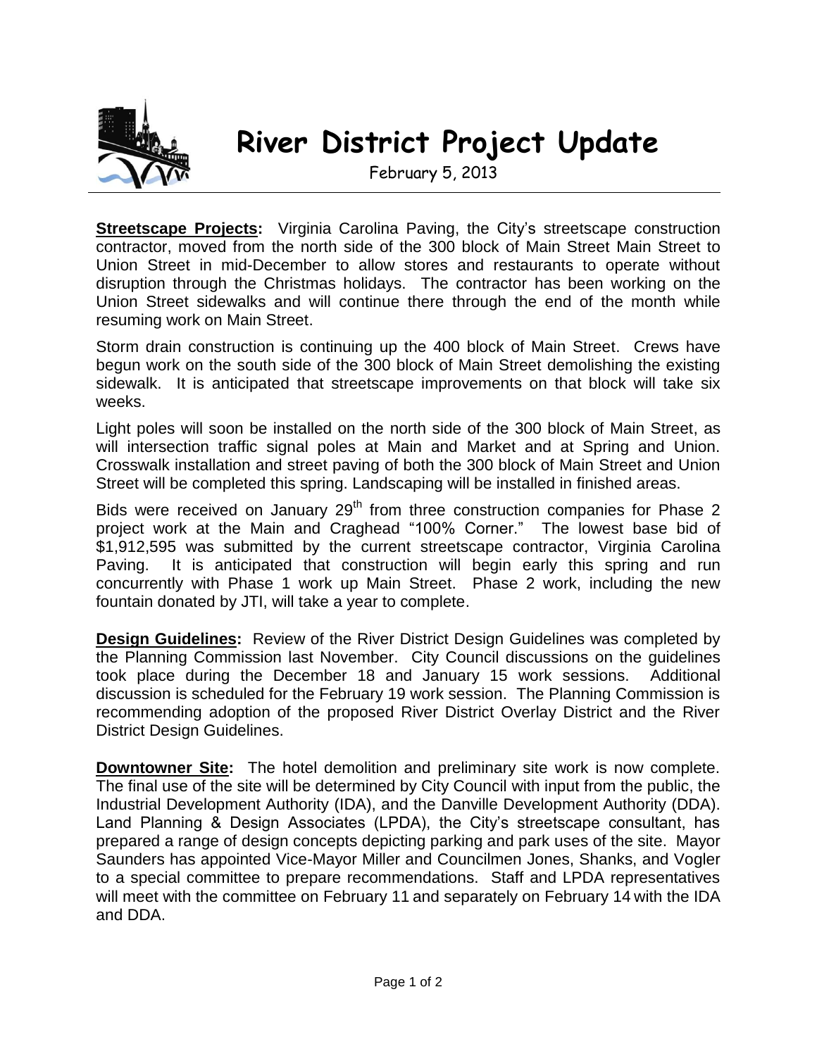# River District Project Update

February 5, 2013

**Streetscape Projects:** Virginia Carolina Paving, the City's streetscape construction contractor, moved from the north side of the 300 block of Main Street Main Street to Union Street in mid-December to allow stores and restaurants to operate without disruption through the Christmas holidays. The contractor has been working on the Union Street sidewalks and will continue there through the end of the month while resuming work on Main Street.

Storm drain construction is continuing up the 400 block of Main Street. Crews have begun work on the south side of the 300 block of Main Street demolishing the existing sidewalk. It is anticipated that streetscape improvements on that block will take six weeks.

Light poles will soon be installed on the north side of the 300 block of Main Street, as will intersection traffic signal poles at Main and Market and at Spring and Union. Crosswalk installation and street paving of both the 300 block of Main Street and Union Street will be completed this spring. Landscaping will be installed in finished areas.

Bids were received on January 29th from three construction companies for Phase 2 project work at the Main and Craghead "100% Corner." The lowest base bid of $1,912,595 was submitted by the current streetscape contractor, Virginia Carolina Paving. It is anticipated that construction will begin early this spring and run concurrently with Phase 1 work up Main Street. Phase 2 work, including the new fountain donated by JTI, will take a year to complete.

**Design Guidelines:** Review of the River District Design Guidelines was completed by the Planning Commission last November. City Council discussions on the guidelines took place during the December 18 and January 15 work sessions. Additional discussion is scheduled for the February 19 work session. The Planning Commission is recommending adoption of the proposed River District Overlay District and the River District Design Guidelines.

**Downtowner Site:** The hotel demolition and preliminary site work is now complete. The final use of the site will be determined by City Council with input from the public, the Industrial Development Authority (IDA), and the Danville Development Authority (DDA). Land Planning & Design Associates (LPDA), the City's streetscape consultant, has prepared a range of design concepts depicting parking and park uses of the site. Mayor Saunders has appointed Vice-Mayor Miller and Councilmen Jones, Shanks, and Vogler to a special committee to prepare recommendations. Staff and LPDA representatives will meet with the committee on February 11 and separately on February 14 with the IDA and DDA.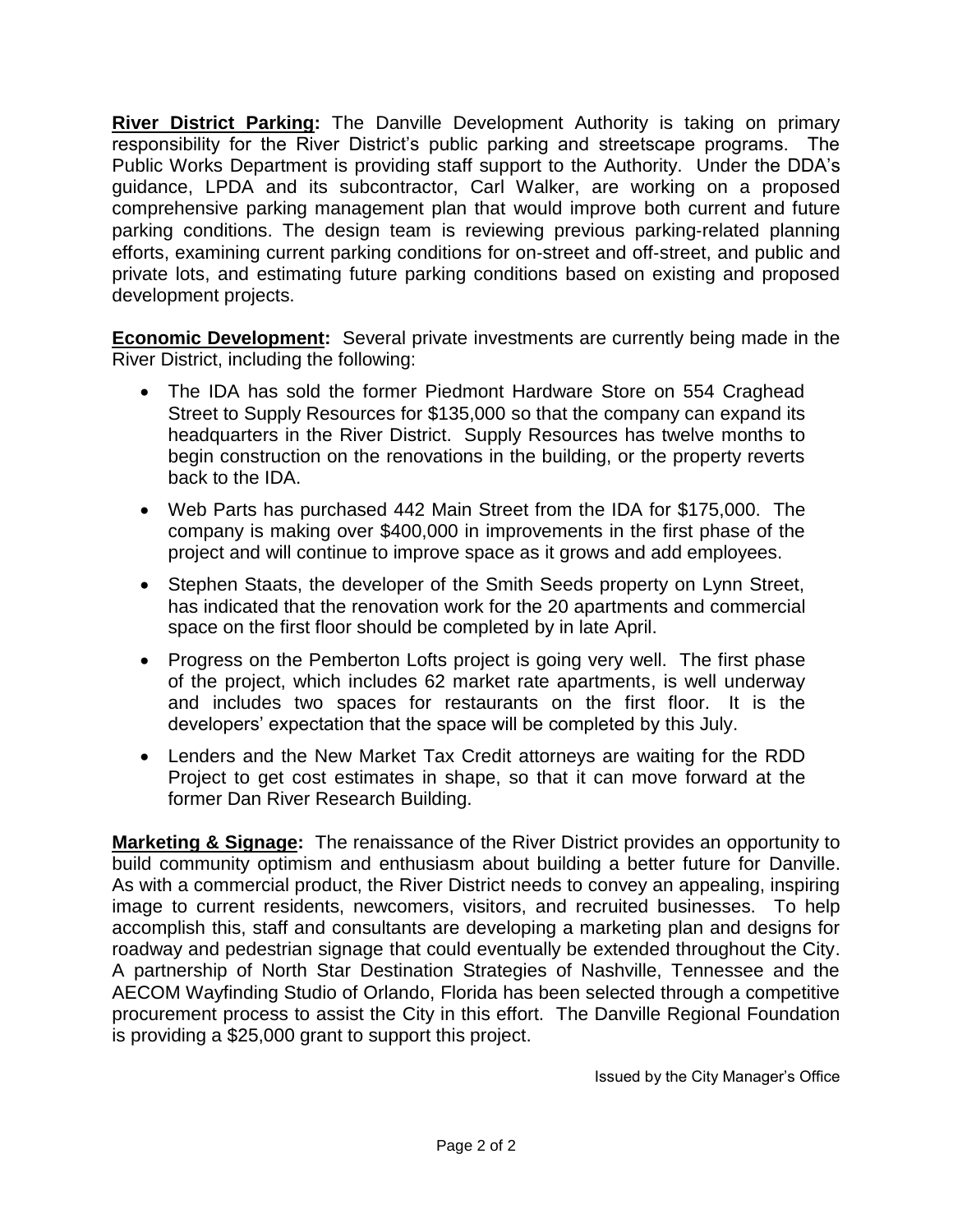**River District Parking:** The Danville Development Authority is taking on primary responsibility for the River District's public parking and streetscape programs. The Public Works Department is providing staff support to the Authority. Under the DDA's guidance, LPDA and its subcontractor, Carl Walker, are working on a proposed comprehensive parking management plan that would improve both current and future parking conditions. The design team is reviewing previous parking-related planning efforts, examining current parking conditions for on-street and off-street, and public and private lots, and estimating future parking conditions based on existing and proposed development projects.

**Economic Development:** Several private investments are currently being made in the River District, including the following:

- The IDA has sold the former Piedmont Hardware Store on 554 Craghead Street to Supply Resources for $135,000 so that the company can expand its headquarters in the River District. Supply Resources has twelve months to begin construction on the renovations in the building, or the property reverts back to the IDA.
- Web Parts has purchased 442 Main Street from the IDA for $175,000. The company is making over $400,000 in improvements in the first phase of the project and will continue to improve space as it grows and add employees.
- Stephen Staats, the developer of the Smith Seeds property on Lynn Street, has indicated that the renovation work for the 20 apartments and commercial space on the first floor should be completed by in late April.
- Progress on the Pemberton Lofts project is going very well. The first phase of the project, which includes 62 market rate apartments, is well underway and includes two spaces for restaurants on the first floor. It is the developers' expectation that the space will be completed by this July.
- Lenders and the New Market Tax Credit attorneys are waiting for the RDD Project to get cost estimates in shape, so that it can move forward at the former Dan River Research Building.

**Marketing & Signage:** The renaissance of the River District provides an opportunity to build community optimism and enthusiasm about building a better future for Danville. As with a commercial product, the River District needs to convey an appealing, inspiring image to current residents, newcomers, visitors, and recruited businesses. To help accomplish this, staff and consultants are developing a marketing plan and designs for roadway and pedestrian signage that could eventually be extended throughout the City. A partnership of North Star Destination Strategies of Nashville, Tennessee and the AECOM Wayfinding Studio of Orlando, Florida has been selected through a competitive procurement process to assist the City in this effort. The Danville Regional Foundation is providing a $25,000 grant to support this project.

Issued by the City Manager's Office